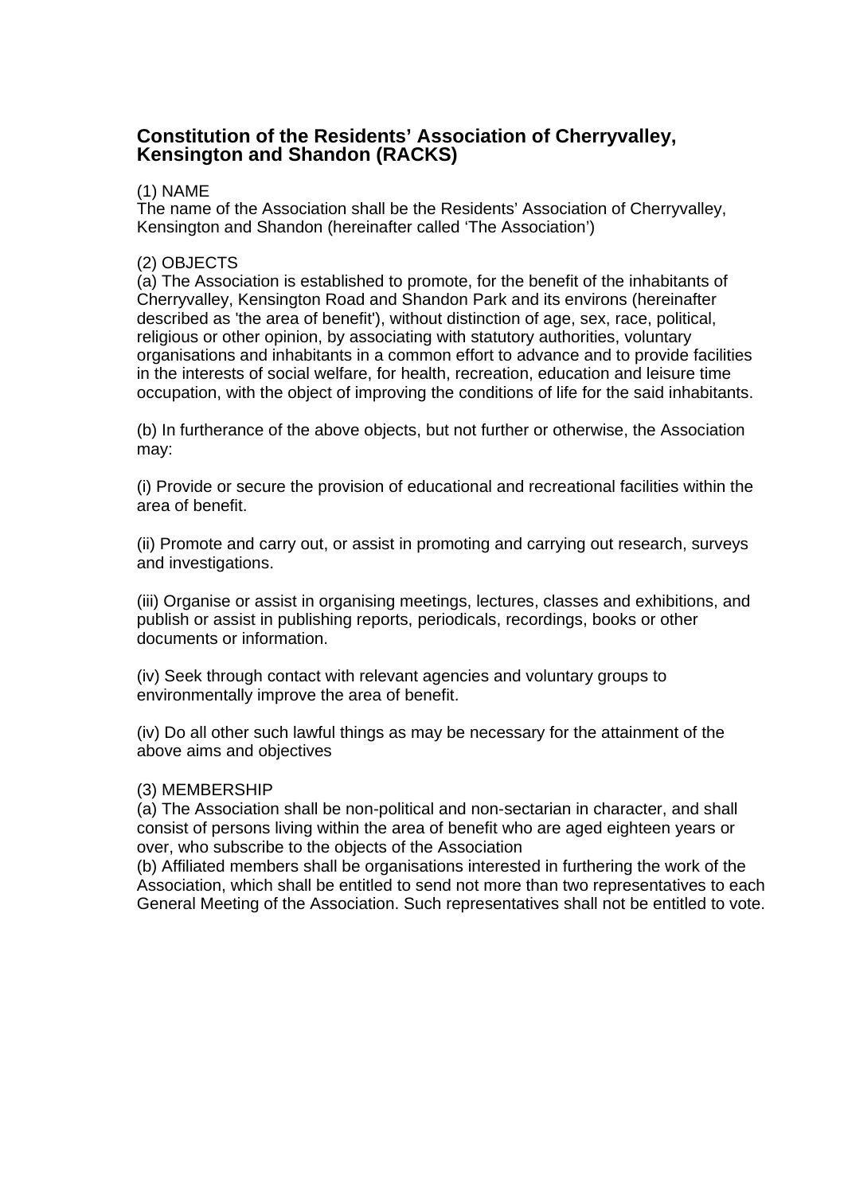# Constitution of the Residents’ Association of Cherryvalley, Kensington and Shandon (RACKS)

(1) NAME
The name of the Association shall be the Residents’ Association of Cherryvalley, Kensington and Shandon (hereinafter called ‘The Association’)

(2) OBJECTS
(a) The Association is established to promote, for the benefit of the inhabitants of Cherryvalley, Kensington Road and Shandon Park and its environs (hereinafter described as 'the area of benefit'), without distinction of age, sex, race, political, religious or other opinion, by associating with statutory authorities, voluntary organisations and inhabitants in a common effort to advance and to provide facilities in the interests of social welfare, for health, recreation, education and leisure time occupation, with the object of improving the conditions of life for the said inhabitants.

(b) In furtherance of the above objects, but not further or otherwise, the Association may:

(i) Provide or secure the provision of educational and recreational facilities within the area of benefit.

(ii) Promote and carry out, or assist in promoting and carrying out research, surveys and investigations.

(iii) Organise or assist in organising meetings, lectures, classes and exhibitions, and publish or assist in publishing reports, periodicals, recordings, books or other documents or information.

(iv) Seek through contact with relevant agencies and voluntary groups to environmentally improve the area of benefit.

(iv) Do all other such lawful things as may be necessary for the attainment of the above aims and objectives

(3) MEMBERSHIP
(a) The Association shall be non-political and non-sectarian in character, and shall consist of persons living within the area of benefit who are aged eighteen years or over, who subscribe to the objects of the Association
(b) Affiliated members shall be organisations interested in furthering the work of the Association, which shall be entitled to send not more than two representatives to each General Meeting of the Association. Such representatives shall not be entitled to vote.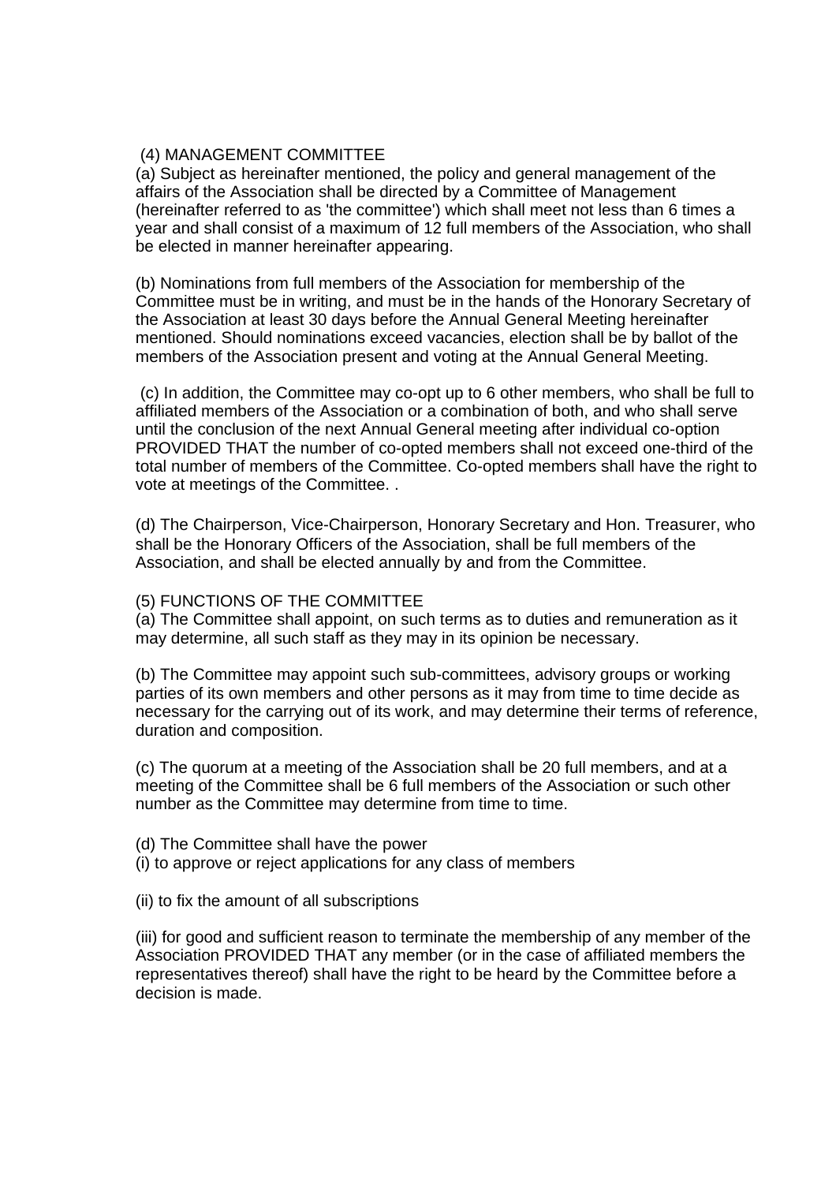## (4) MANAGEMENT COMMITTEE

(a) Subject as hereinafter mentioned, the policy and general management of the affairs of the Association shall be directed by a Committee of Management (hereinafter referred to as 'the committee') which shall meet not less than 6 times a year and shall consist of a maximum of 12 full members of the Association, who shall be elected in manner hereinafter appearing.

(b) Nominations from full members of the Association for membership of the Committee must be in writing, and must be in the hands of the Honorary Secretary of the Association at least 30 days before the Annual General Meeting hereinafter mentioned. Should nominations exceed vacancies, election shall be by ballot of the members of the Association present and voting at the Annual General Meeting.

(c) In addition, the Committee may co-opt up to 6 other members, who shall be full to affiliated members of the Association or a combination of both, and who shall serve until the conclusion of the next Annual General meeting after individual co-option PROVIDED THAT the number of co-opted members shall not exceed one-third of the total number of members of the Committee. Co-opted members shall have the right to vote at meetings of the Committee. .

(d) The Chairperson, Vice-Chairperson, Honorary Secretary and Hon. Treasurer, who shall be the Honorary Officers of the Association, shall be full members of the Association, and shall be elected annually by and from the Committee.

## (5) FUNCTIONS OF THE COMMITTEE

(a) The Committee shall appoint, on such terms as to duties and remuneration as it may determine, all such staff as they may in its opinion be necessary.

(b) The Committee may appoint such sub-committees, advisory groups or working parties of its own members and other persons as it may from time to time decide as necessary for the carrying out of its work, and may determine their terms of reference, duration and composition.

(c) The quorum at a meeting of the Association shall be 20 full members, and at a meeting of the Committee shall be 6 full members of the Association or such other number as the Committee may determine from time to time.

(d) The Committee shall have the power
(i) to approve or reject applications for any class of members

(ii) to fix the amount of all subscriptions

(iii) for good and sufficient reason to terminate the membership of any member of the Association PROVIDED THAT any member (or in the case of affiliated members the representatives thereof) shall have the right to be heard by the Committee before a decision is made.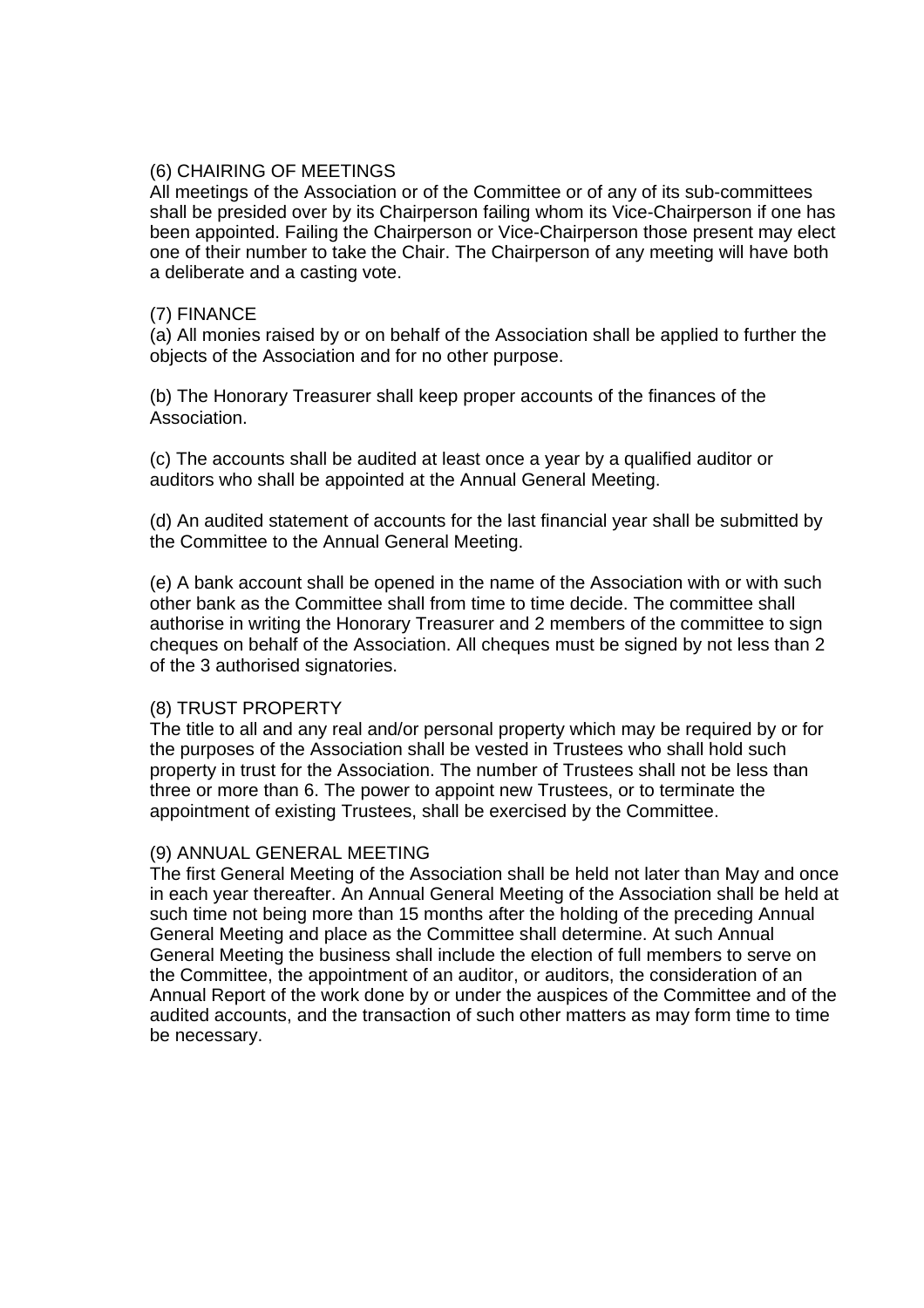(6) CHAIRING OF MEETINGS

All meetings of the Association or of the Committee or of any of its sub-committees shall be presided over by its Chairperson failing whom its Vice-Chairperson if one has been appointed. Failing the Chairperson or Vice-Chairperson those present may elect one of their number to take the Chair. The Chairperson of any meeting will have both a deliberate and a casting vote.

(7) FINANCE

(a) All monies raised by or on behalf of the Association shall be applied to further the objects of the Association and for no other purpose.

(b) The Honorary Treasurer shall keep proper accounts of the finances of the Association.

(c) The accounts shall be audited at least once a year by a qualified auditor or auditors who shall be appointed at the Annual General Meeting.

(d) An audited statement of accounts for the last financial year shall be submitted by the Committee to the Annual General Meeting.

(e) A bank account shall be opened in the name of the Association with or with such other bank as the Committee shall from time to time decide. The committee shall authorise in writing the Honorary Treasurer and 2 members of the committee to sign cheques on behalf of the Association. All cheques must be signed by not less than 2 of the 3 authorised signatories.

(8) TRUST PROPERTY

The title to all and any real and/or personal property which may be required by or for the purposes of the Association shall be vested in Trustees who shall hold such property in trust for the Association. The number of Trustees shall not be less than three or more than 6. The power to appoint new Trustees, or to terminate the appointment of existing Trustees, shall be exercised by the Committee.

(9) ANNUAL GENERAL MEETING

The first General Meeting of the Association shall be held not later than May and once in each year thereafter. An Annual General Meeting of the Association shall be held at such time not being more than 15 months after the holding of the preceding Annual General Meeting and place as the Committee shall determine. At such Annual General Meeting the business shall include the election of full members to serve on the Committee, the appointment of an auditor, or auditors, the consideration of an Annual Report of the work done by or under the auspices of the Committee and of the audited accounts, and the transaction of such other matters as may form time to time be necessary.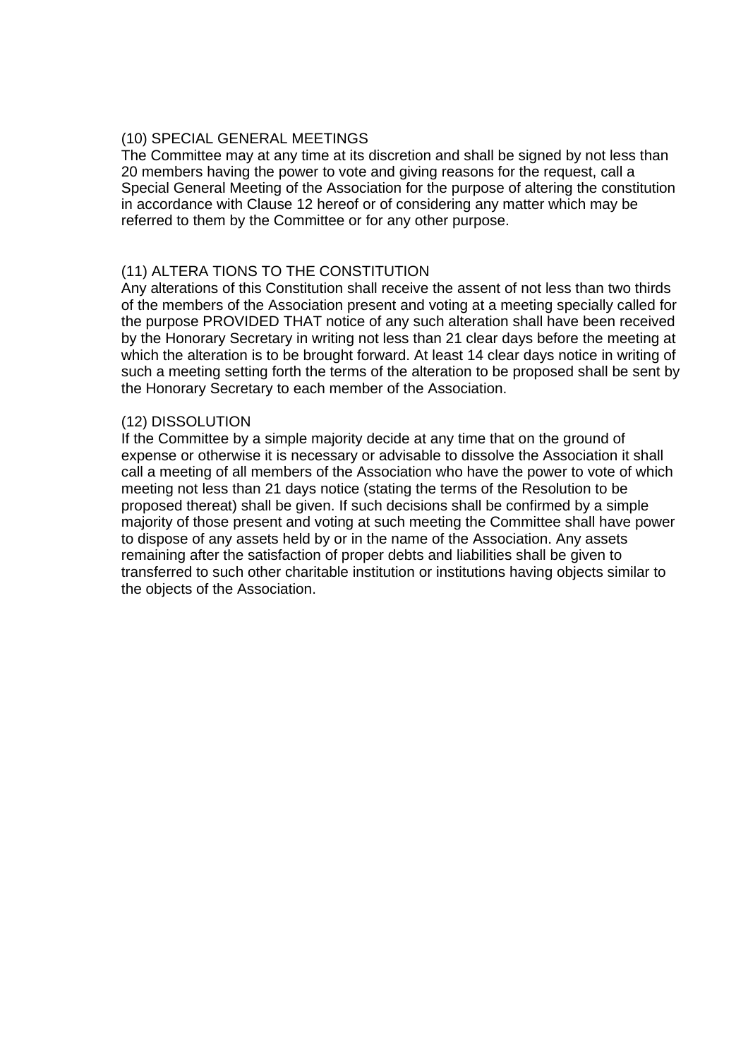(10) SPECIAL GENERAL MEETINGS

The Committee may at any time at its discretion and shall be signed by not less than 20 members having the power to vote and giving reasons for the request, call a Special General Meeting of the Association for the purpose of altering the constitution in accordance with Clause 12 hereof or of considering any matter which may be referred to them by the Committee or for any other purpose.

(11) ALTERA TIONS TO THE CONSTITUTION

Any alterations of this Constitution shall receive the assent of not less than two thirds of the members of the Association present and voting at a meeting specially called for the purpose PROVIDED THAT notice of any such alteration shall have been received by the Honorary Secretary in writing not less than 21 clear days before the meeting at which the alteration is to be brought forward. At least 14 clear days notice in writing of such a meeting setting forth the terms of the alteration to be proposed shall be sent by the Honorary Secretary to each member of the Association.

(12) DISSOLUTION

If the Committee by a simple majority decide at any time that on the ground of expense or otherwise it is necessary or advisable to dissolve the Association it shall call a meeting of all members of the Association who have the power to vote of which meeting not less than 21 days notice (stating the terms of the Resolution to be proposed thereat) shall be given. If such decisions shall be confirmed by a simple majority of those present and voting at such meeting the Committee shall have power to dispose of any assets held by or in the name of the Association. Any assets remaining after the satisfaction of proper debts and liabilities shall be given to transferred to such other charitable institution or institutions having objects similar to the objects of the Association.